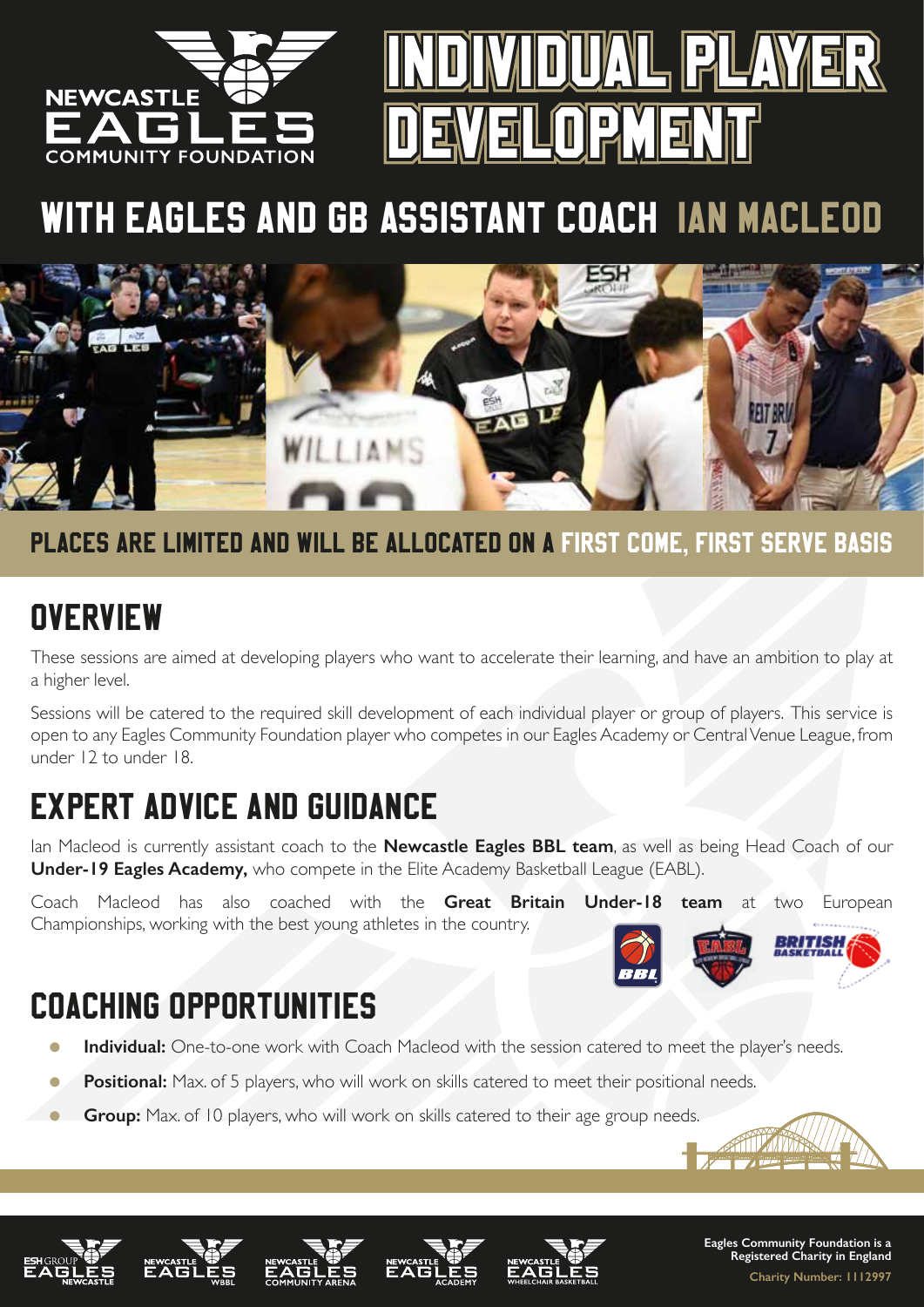NEWCASTLE EAGLES COMMUNITY FOUNDATION

# INDIVIDUAL PLAYER DEVELOPMENT

## WITH EAGLES AND GB ASSISTANT COACH IAN MACLEOD

**PLACES ARE LIMITED AND WILL BE ALLOCATED ON A FIRST COME, FIRST SERVE BASIS**

## OVERVIEW

These sessions are aimed at developing players who want to accelerate their learning, and have an ambition to play at a higher level.

Sessions will be catered to the required skill development of each individual player or group of players. This service is open to any Eagles Community Foundation player who competes in our Eagles Academy or Central Venue League, from under 12 to under 18.

## EXPERT ADVICE AND GUIDANCE

Ian Macleod is currently assistant coach to the **Newcastle Eagles BBL team**, as well as being Head Coach of our **Under-19 Eagles Academy,** who compete in the Elite Academy Basketball League (EABL).

Coach Macleod has also coached with the **Great Britain Under-18 team** at two European Championships, working with the best young athletes in the country.

## COACHING OPPORTUNITIES

- **Individual:** One-to-one work with Coach Macleod with the session catered to meet the player's needs.
- **Positional:** Max. of 5 players, who will work on skills catered to meet their positional needs.
- **Group:** Max. of 10 players, who will work on skills catered to their age group needs.

Eagles Community Foundation is a Registered Charity in England

Charity Number: 1112997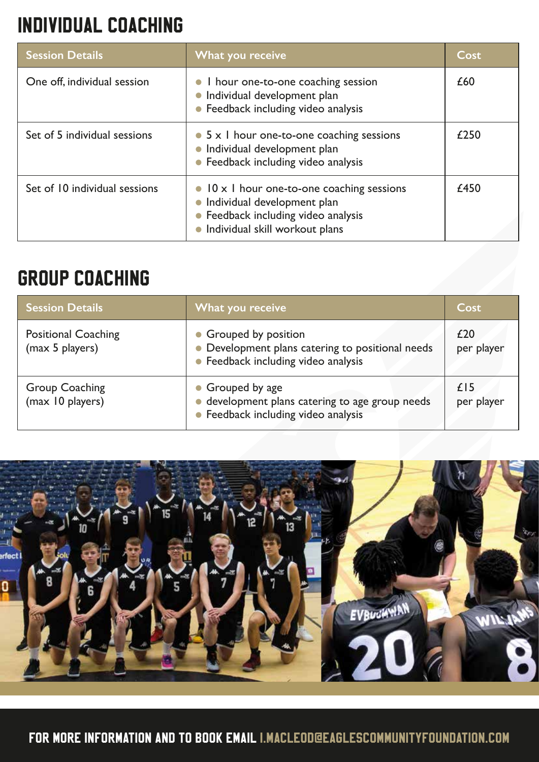# INDIVIDUAL COACHING

| Session Details | What you receive | Cost |
|---|---|---|
| One off, individual session | • 1 hour one-to-one coaching session<br>• Individual development plan<br>• Feedback including video analysis | £60 |
| Set of 5 individual sessions | • 5 x 1 hour one-to-one coaching sessions<br>• Individual development plan<br>• Feedback including video analysis | £250 |
| Set of 10 individual sessions | • 10 x 1 hour one-to-one coaching sessions<br>• Individual development plan<br>• Feedback including video analysis<br>• Individual skill workout plans | £450 |

# GROUP COACHING

| Session Details | What you receive | Cost |
|---|---|---|
| Positional Coaching (max 5 players) | • Grouped by position<br>• Development plans catering to positional needs<br>• Feedback including video analysis | £20 per player |
| Group Coaching (max 10 players) | • Grouped by age<br>• development plans catering to age group needs<br>• Feedback including video analysis | £15 per player |

**FOR MORE INFORMATION AND TO BOOK EMAIL I.MACLEOD@EAGLESCOMMUNITYFOUNDATION.COM**